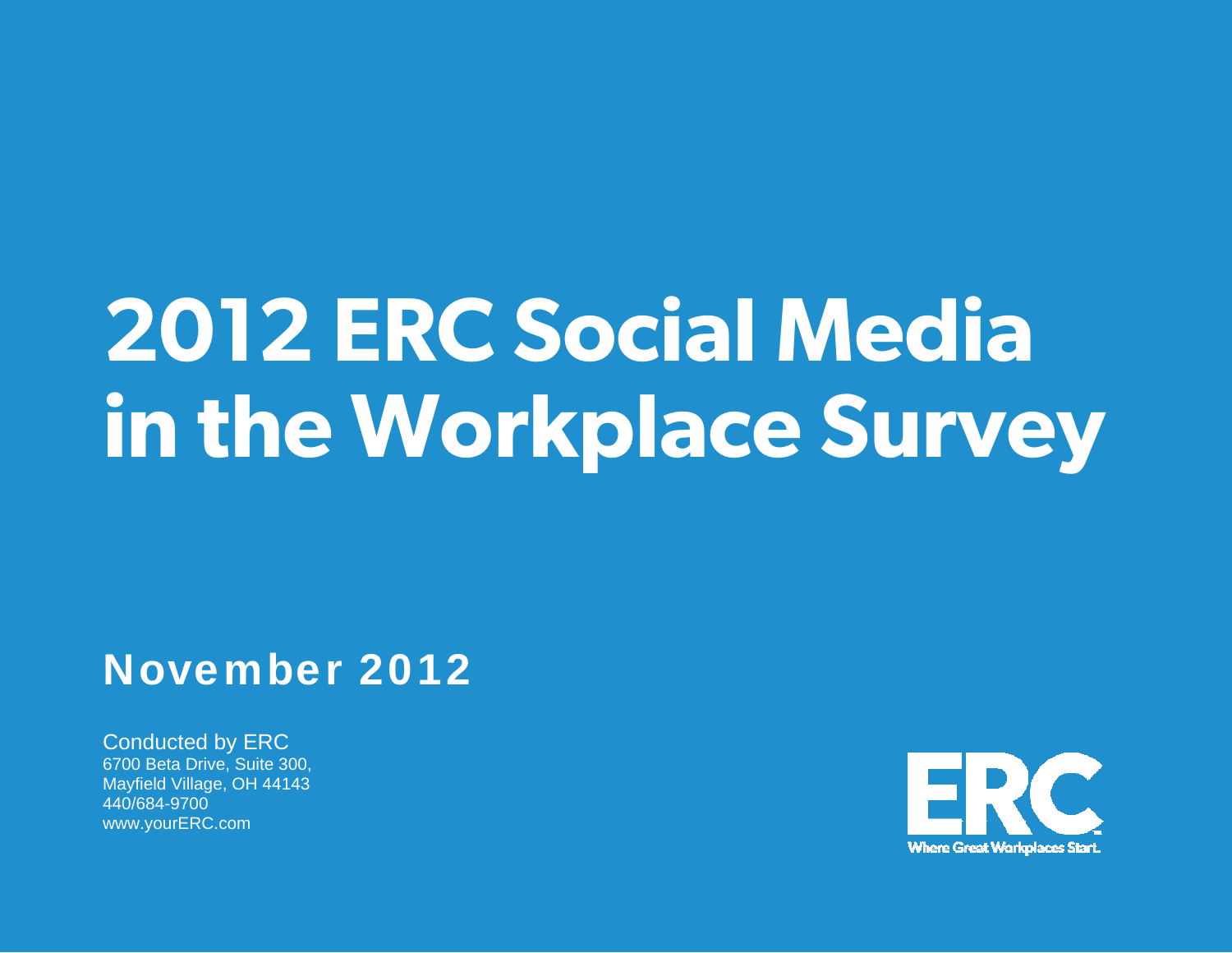# 2012 ERC Social Media in the Workplace Survey

## November 2012

Conducted by ERC
6700 Beta Drive, Suite 300,
Mayfield Village, OH 44143
440/684-9700
www.yourERC.com

ERC
Where Great Workplaces Start.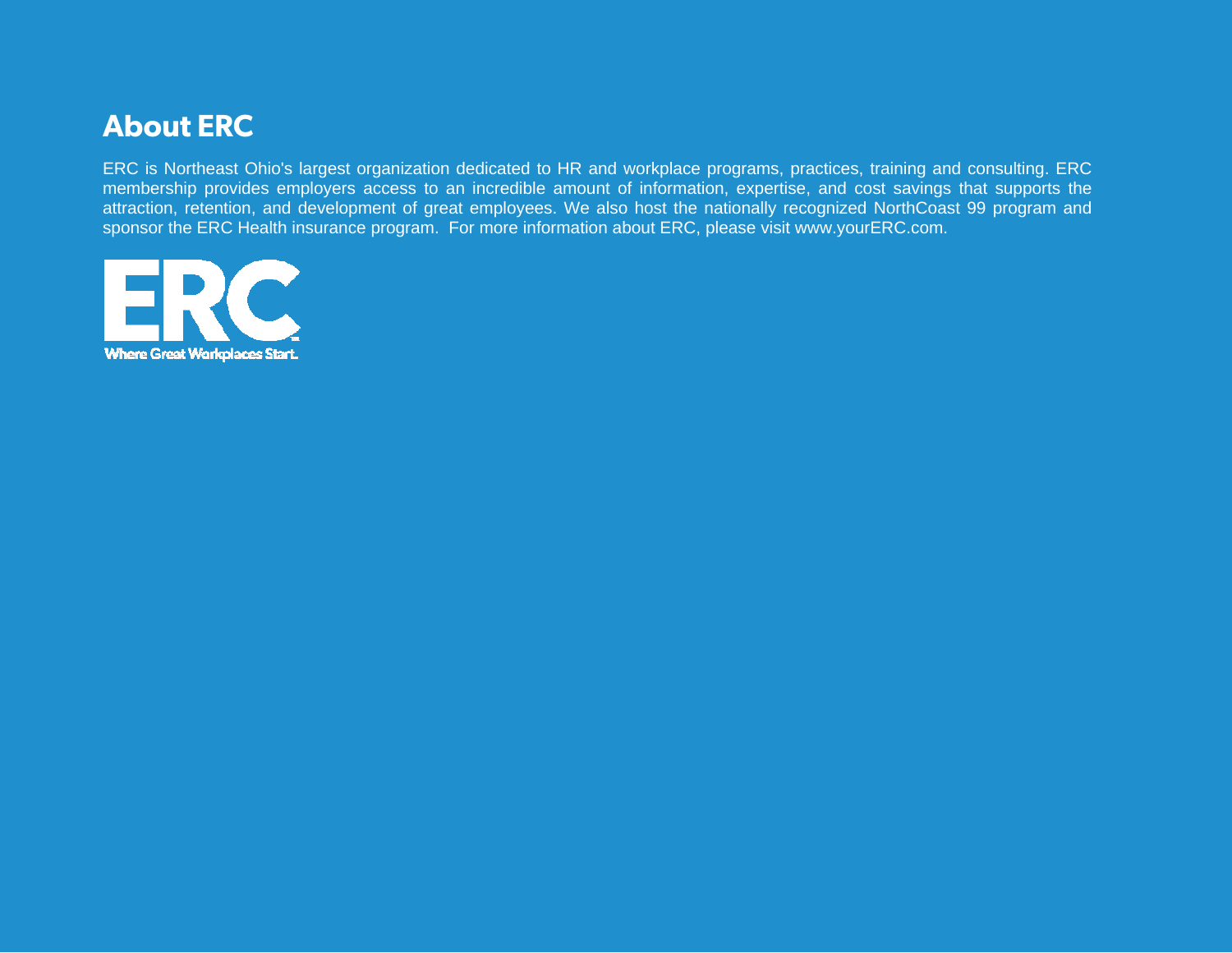## About ERC

ERC is Northeast Ohio's largest organization dedicated to HR and workplace programs, practices, training and consulting. ERC membership provides employers access to an incredible amount of information, expertise, and cost savings that supports the attraction, retention, and development of great employees. We also host the nationally recognized NorthCoast 99 program and sponsor the ERC Health insurance program. For more information about ERC, please visit www.yourERC.com.

ERC

Where Great Workplaces Start.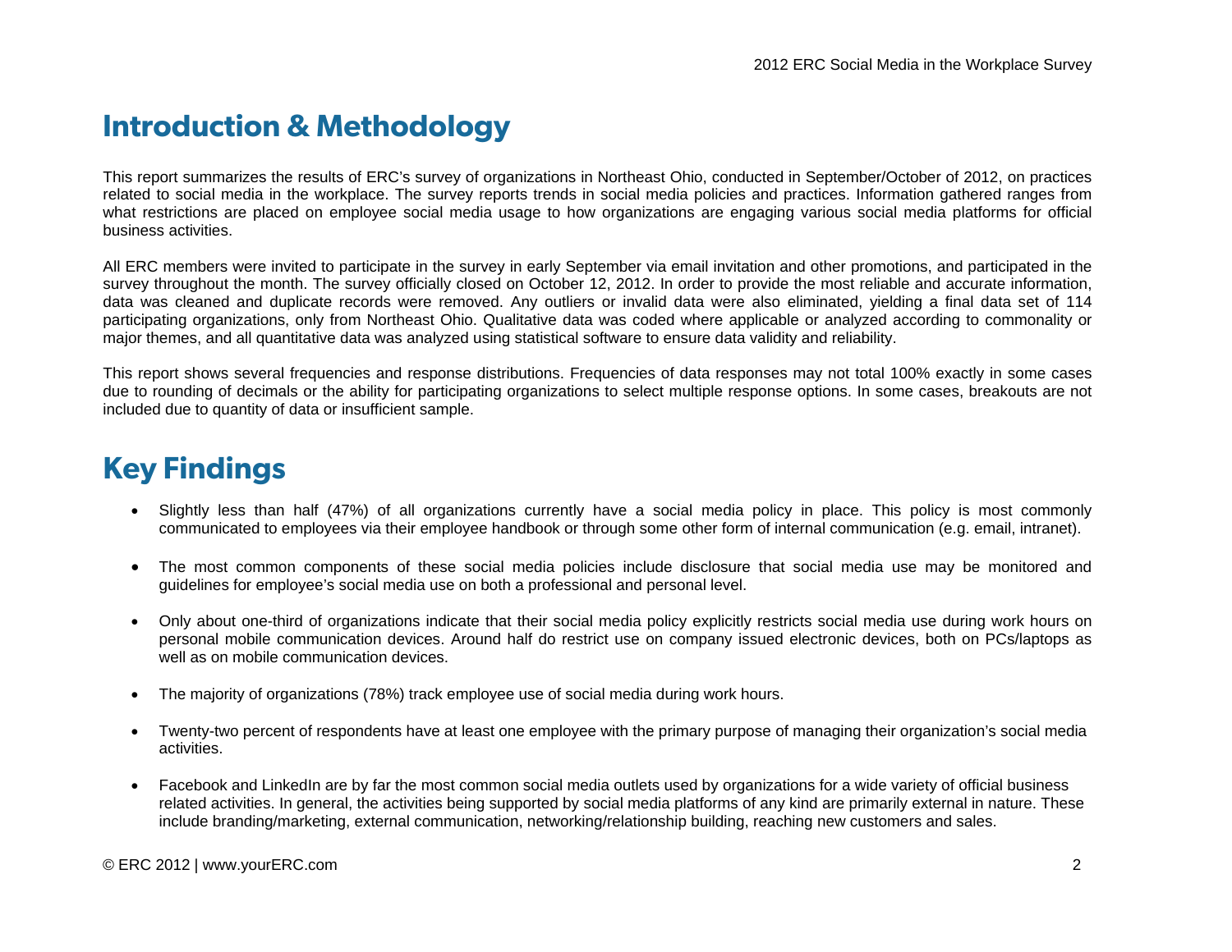## Introduction & Methodology

This report summarizes the results of ERC's survey of organizations in Northeast Ohio, conducted in September/October of 2012, on practices related to social media in the workplace. The survey reports trends in social media policies and practices. Information gathered ranges from what restrictions are placed on employee social media usage to how organizations are engaging various social media platforms for official business activities.

All ERC members were invited to participate in the survey in early September via email invitation and other promotions, and participated in the survey throughout the month. The survey officially closed on October 12, 2012. In order to provide the most reliable and accurate information, data was cleaned and duplicate records were removed. Any outliers or invalid data were also eliminated, yielding a final data set of 114 participating organizations, only from Northeast Ohio. Qualitative data was coded where applicable or analyzed according to commonality or major themes, and all quantitative data was analyzed using statistical software to ensure data validity and reliability.

This report shows several frequencies and response distributions. Frequencies of data responses may not total 100% exactly in some cases due to rounding of decimals or the ability for participating organizations to select multiple response options. In some cases, breakouts are not included due to quantity of data or insufficient sample.

## Key Findings

- Slightly less than half (47%) of all organizations currently have a social media policy in place. This policy is most commonly communicated to employees via their employee handbook or through some other form of internal communication (e.g. email, intranet).

- The most common components of these social media policies include disclosure that social media use may be monitored and guidelines for employee's social media use on both a professional and personal level.

- Only about one-third of organizations indicate that their social media policy explicitly restricts social media use during work hours on personal mobile communication devices. Around half do restrict use on company issued electronic devices, both on PCs/laptops as well as on mobile communication devices.

- The majority of organizations (78%) track employee use of social media during work hours.

- Twenty-two percent of respondents have at least one employee with the primary purpose of managing their organization's social media activities.

- Facebook and LinkedIn are by far the most common social media outlets used by organizations for a wide variety of official business related activities. In general, the activities being supported by social media platforms of any kind are primarily external in nature. These include branding/marketing, external communication, networking/relationship building, reaching new customers and sales.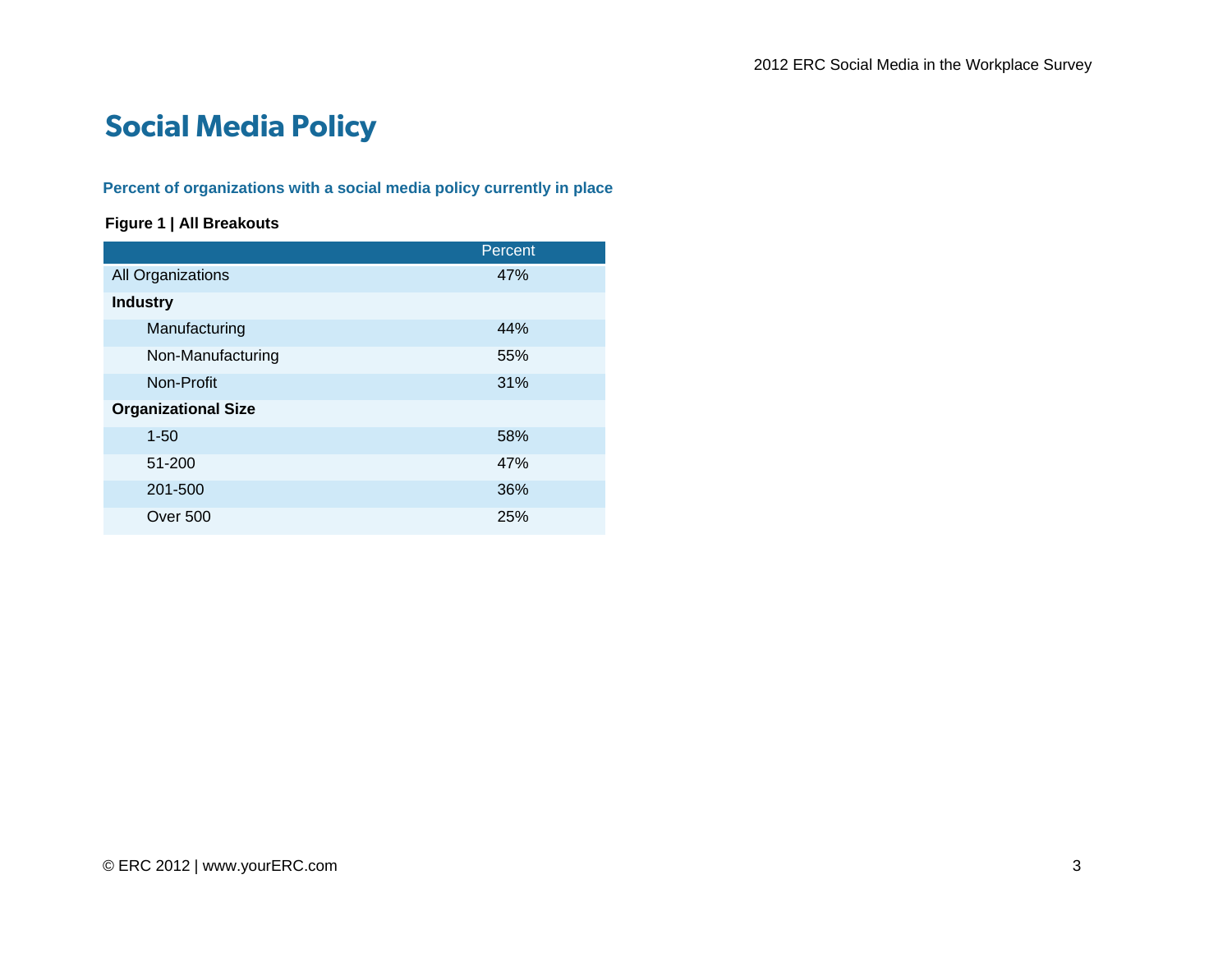# Social Media Policy

**Percent of organizations with a social media policy currently in place**

**Figure 1 | All Breakouts**

| | Percent |
|---|---|
| All Organizations | 47% |
| **Industry** | |
| Manufacturing | 44% |
| Non-Manufacturing | 55% |
| Non-Profit | 31% |
| **Organizational Size** | |
| 1-50 | 58% |
| 51-200 | 47% |
| 201-500 | 36% |
| Over 500 | 25% |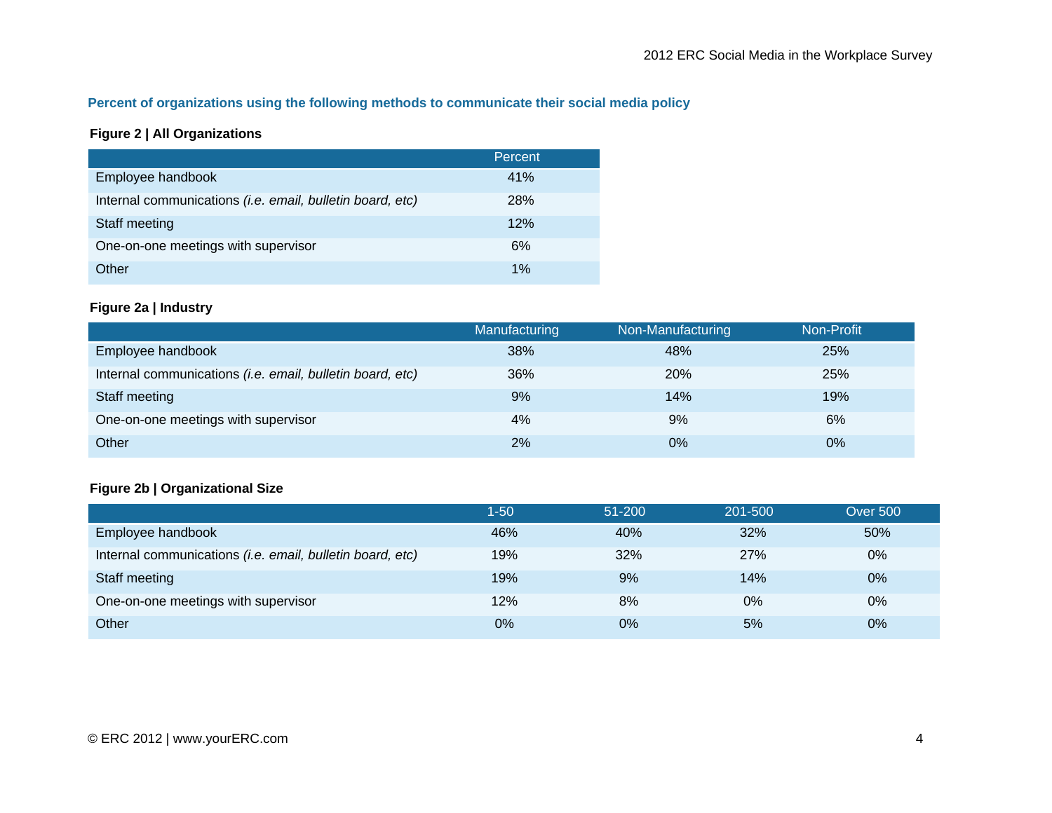**Percent of organizations using the following methods to communicate their social media policy**

**Figure 2 | All Organizations**

| | Percent |
|---|---|
| Employee handbook | 41% |
| Internal communications *(i.e. email, bulletin board, etc)* | 28% |
| Staff meeting | 12% |
| One-on-one meetings with supervisor | 6% |
| Other | 1% |

**Figure 2a | Industry**

| | Manufacturing | Non-Manufacturing | Non-Profit |
|---|---|---|---|
| Employee handbook | 38% | 48% | 25% |
| Internal communications *(i.e. email, bulletin board, etc)* | 36% | 20% | 25% |
| Staff meeting | 9% | 14% | 19% |
| One-on-one meetings with supervisor | 4% | 9% | 6% |
| Other | 2% | 0% | 0% |

**Figure 2b | Organizational Size**

| | 1-50 | 51-200 | 201-500 | Over 500 |
|---|---|---|---|---|
| Employee handbook | 46% | 40% | 32% | 50% |
| Internal communications *(i.e. email, bulletin board, etc)* | 19% | 32% | 27% | 0% |
| Staff meeting | 19% | 9% | 14% | 0% |
| One-on-one meetings with supervisor | 12% | 8% | 0% | 0% |
| Other | 0% | 0% | 5% | 0% |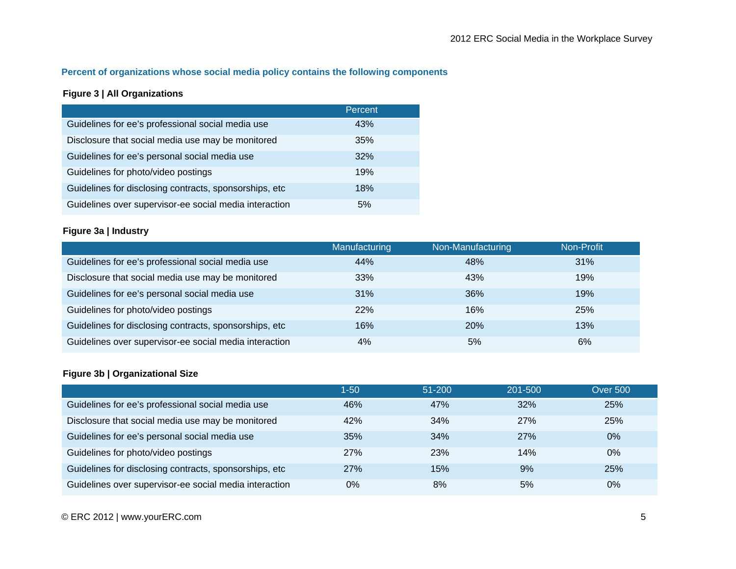### Percent of organizations whose social media policy contains the following components

**Figure 3 | All Organizations**

| | Percent |
|---|---|
| Guidelines for ee's professional social media use | 43% |
| Disclosure that social media use may be monitored | 35% |
| Guidelines for ee's personal social media use | 32% |
| Guidelines for photo/video postings | 19% |
| Guidelines for disclosing contracts, sponsorships, etc | 18% |
| Guidelines over supervisor-ee social media interaction | 5% |

**Figure 3a | Industry**

| | Manufacturing | Non-Manufacturing | Non-Profit |
|---|---|---|---|
| Guidelines for ee's professional social media use | 44% | 48% | 31% |
| Disclosure that social media use may be monitored | 33% | 43% | 19% |
| Guidelines for ee's personal social media use | 31% | 36% | 19% |
| Guidelines for photo/video postings | 22% | 16% | 25% |
| Guidelines for disclosing contracts, sponsorships, etc | 16% | 20% | 13% |
| Guidelines over supervisor-ee social media interaction | 4% | 5% | 6% |

**Figure 3b | Organizational Size**

| | 1-50 | 51-200 | 201-500 | Over 500 |
|---|---|---|---|---|
| Guidelines for ee's professional social media use | 46% | 47% | 32% | 25% |
| Disclosure that social media use may be monitored | 42% | 34% | 27% | 25% |
| Guidelines for ee's personal social media use | 35% | 34% | 27% | 0% |
| Guidelines for photo/video postings | 27% | 23% | 14% | 0% |
| Guidelines for disclosing contracts, sponsorships, etc | 27% | 15% | 9% | 25% |
| Guidelines over supervisor-ee social media interaction | 0% | 8% | 5% | 0% |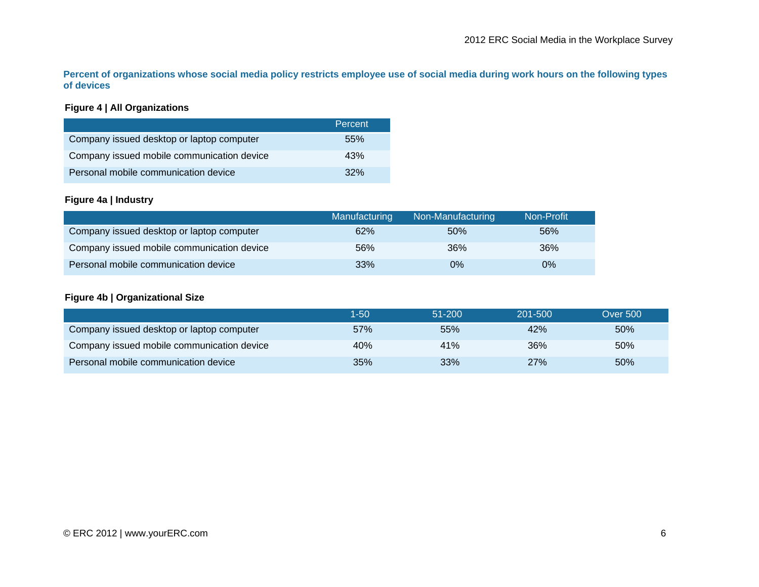**Percent of organizations whose social media policy restricts employee use of social media during work hours on the following types of devices**

**Figure 4 | All Organizations**

| | Percent |
|---|---|
| Company issued desktop or laptop computer | 55% |
| Company issued mobile communication device | 43% |
| Personal mobile communication device | 32% |

**Figure 4a | Industry**

| | Manufacturing | Non-Manufacturing | Non-Profit |
|---|---|---|---|
| Company issued desktop or laptop computer | 62% | 50% | 56% |
| Company issued mobile communication device | 56% | 36% | 36% |
| Personal mobile communication device | 33% | 0% | 0% |

**Figure 4b | Organizational Size**

| | 1-50 | 51-200 | 201-500 | Over 500 |
|---|---|---|---|---|
| Company issued desktop or laptop computer | 57% | 55% | 42% | 50% |
| Company issued mobile communication device | 40% | 41% | 36% | 50% |
| Personal mobile communication device | 35% | 33% | 27% | 50% |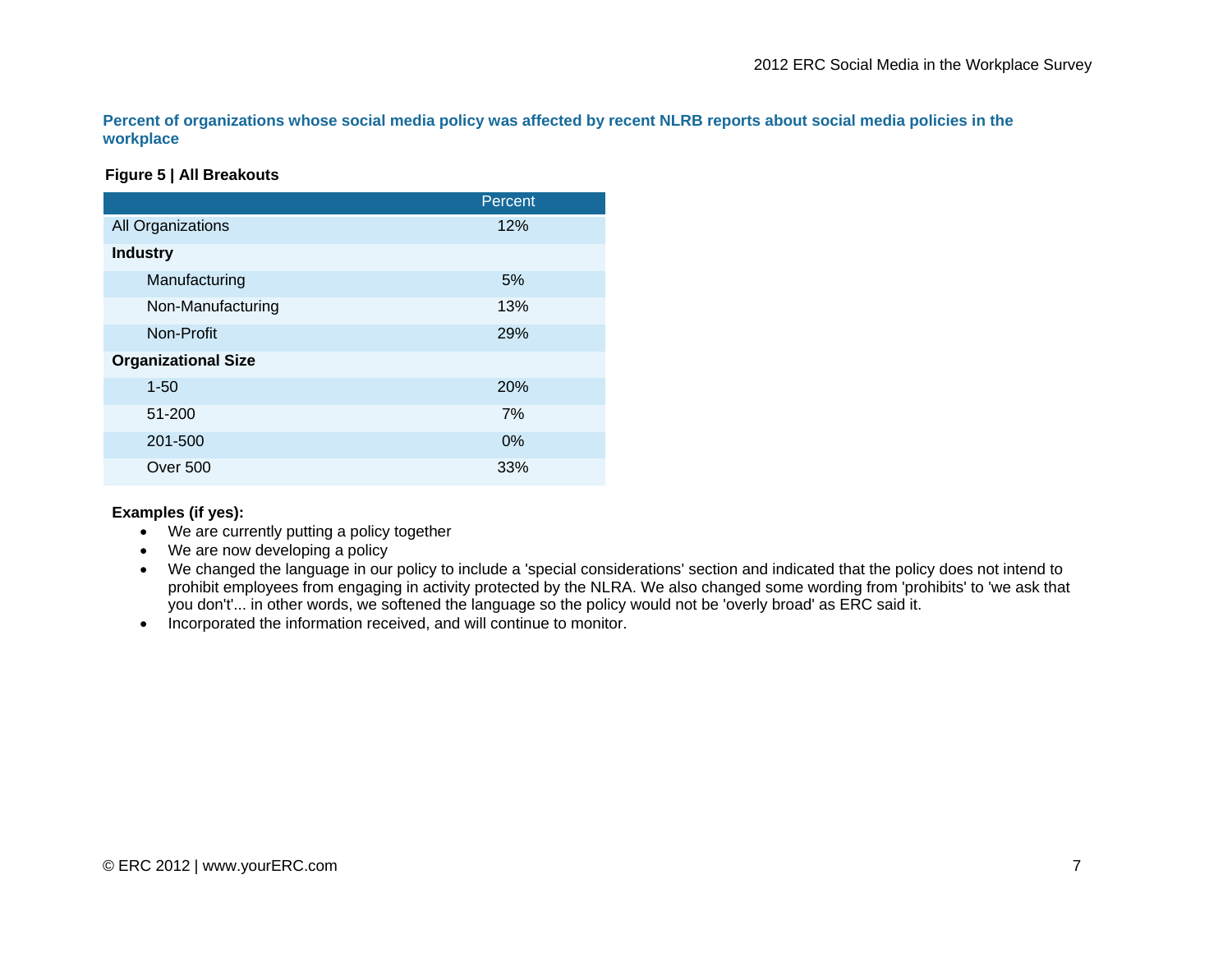### Percent of organizations whose social media policy was affected by recent NLRB reports about social media policies in the workplace

**Figure 5 | All Breakouts**

| | Percent |
|---|---|
| All Organizations | 12% |
| **Industry** | |
| Manufacturing | 5% |
| Non-Manufacturing | 13% |
| Non-Profit | 29% |
| **Organizational Size** | |
| 1-50 | 20% |
| 51-200 | 7% |
| 201-500 | 0% |
| Over 500 | 33% |

**Examples (if yes):**

- We are currently putting a policy together
- We are now developing a policy
- We changed the language in our policy to include a 'special considerations' section and indicated that the policy does not intend to prohibit employees from engaging in activity protected by the NLRA. We also changed some wording from 'prohibits' to 'we ask that you don't'... in other words, we softened the language so the policy would not be 'overly broad' as ERC said it.
- Incorporated the information received, and will continue to monitor.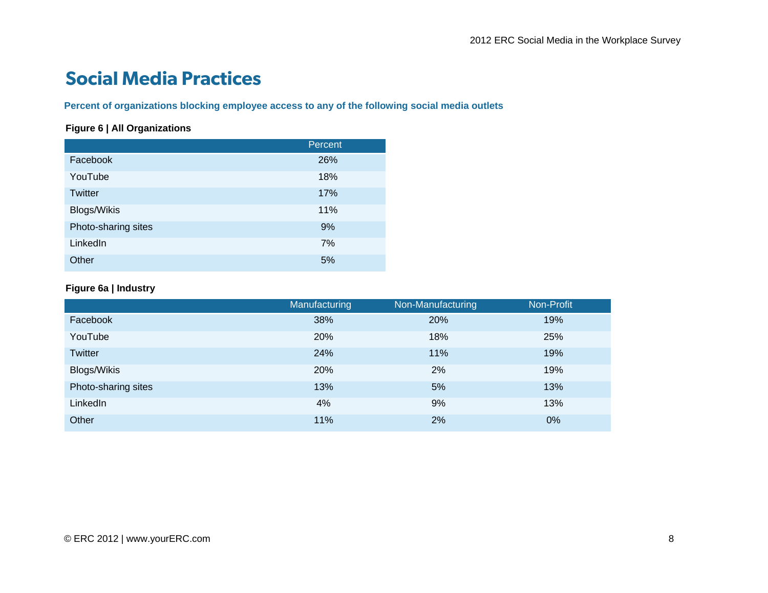# Social Media Practices

**Percent of organizations blocking employee access to any of the following social media outlets**

**Figure 6 | All Organizations**

| | Percent |
|---|---|
| Facebook | 26% |
| YouTube | 18% |
| Twitter | 17% |
| Blogs/Wikis | 11% |
| Photo-sharing sites | 9% |
| LinkedIn | 7% |
| Other | 5% |

**Figure 6a | Industry**

| | Manufacturing | Non-Manufacturing | Non-Profit |
|---|---|---|---|
| Facebook | 38% | 20% | 19% |
| YouTube | 20% | 18% | 25% |
| Twitter | 24% | 11% | 19% |
| Blogs/Wikis | 20% | 2% | 19% |
| Photo-sharing sites | 13% | 5% | 13% |
| LinkedIn | 4% | 9% | 13% |
| Other | 11% | 2% | 0% |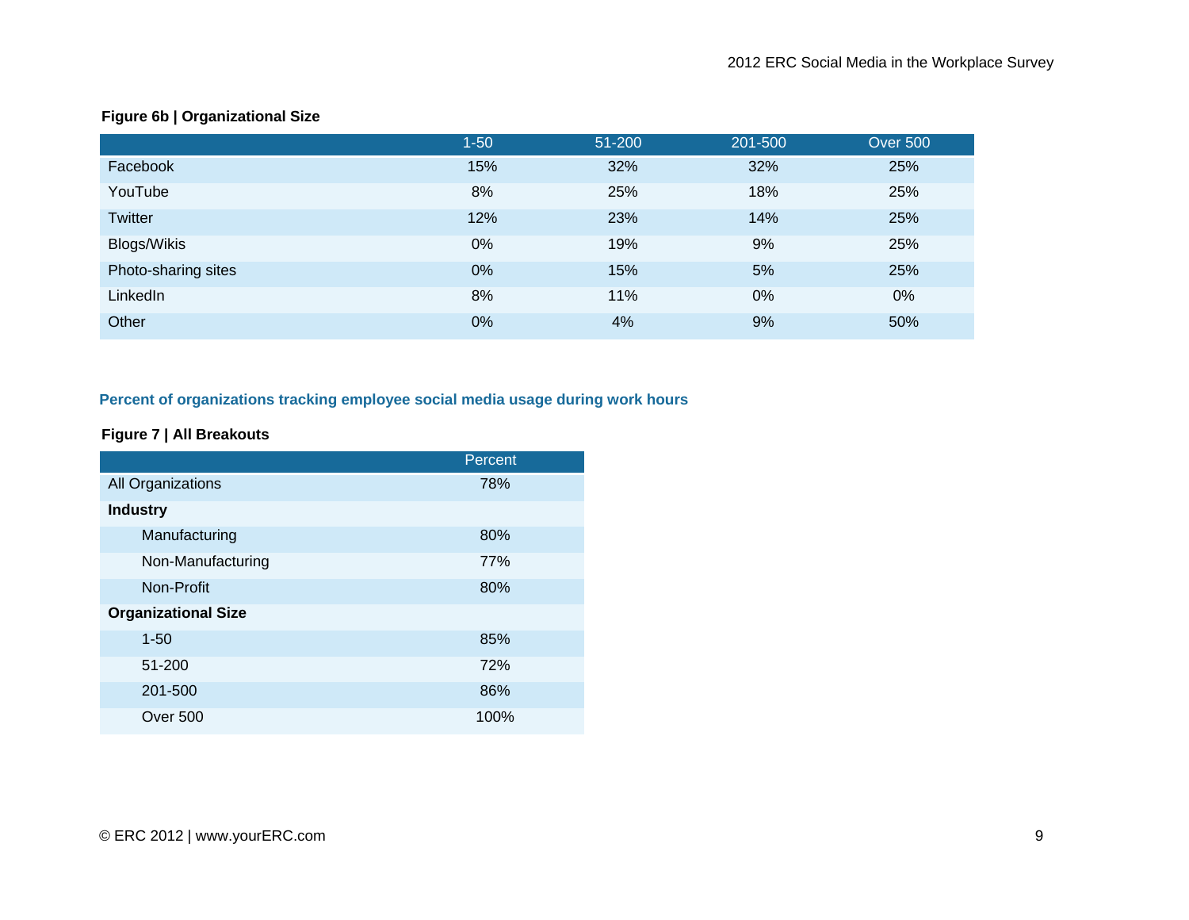**Figure 6b | Organizational Size**

| | 1-50 | 51-200 | 201-500 | Over 500 |
|---|---|---|---|---|
| Facebook | 15% | 32% | 32% | 25% |
| YouTube | 8% | 25% | 18% | 25% |
| Twitter | 12% | 23% | 14% | 25% |
| Blogs/Wikis | 0% | 19% | 9% | 25% |
| Photo-sharing sites | 0% | 15% | 5% | 25% |
| LinkedIn | 8% | 11% | 0% | 0% |
| Other | 0% | 4% | 9% | 50% |

## Percent of organizations tracking employee social media usage during work hours

**Figure 7 | All Breakouts**

| | Percent |
|---|---|
| All Organizations | 78% |
| **Industry** | |
| Manufacturing | 80% |
| Non-Manufacturing | 77% |
| Non-Profit | 80% |
| **Organizational Size** | |
| 1-50 | 85% |
| 51-200 | 72% |
| 201-500 | 86% |
| Over 500 | 100% |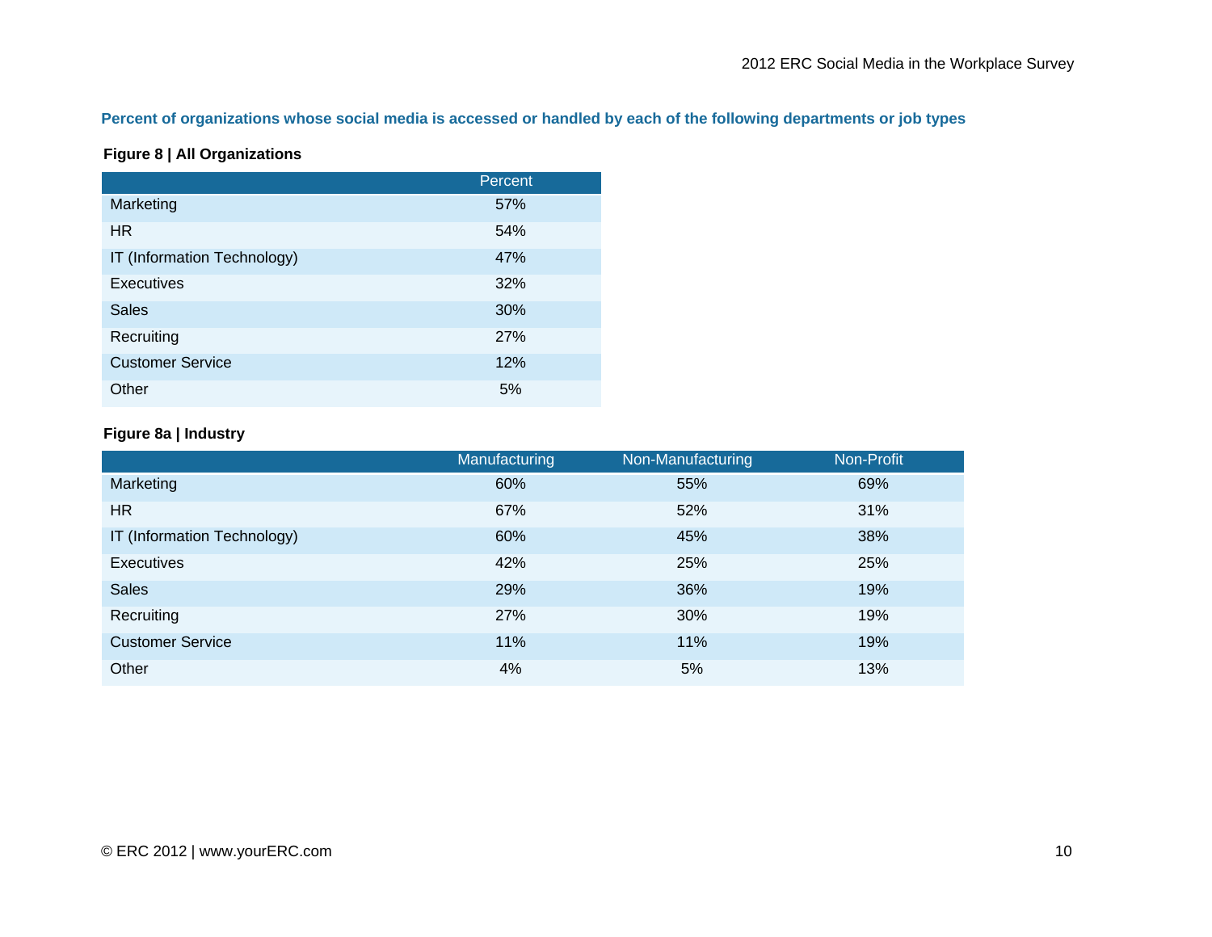## Percent of organizations whose social media is accessed or handled by each of the following departments or job types

**Figure 8 | All Organizations**

| | Percent |
|---|---|
| Marketing | 57% |
| HR | 54% |
| IT (Information Technology) | 47% |
| Executives | 32% |
| Sales | 30% |
| Recruiting | 27% |
| Customer Service | 12% |
| Other | 5% |

**Figure 8a | Industry**

| | Manufacturing | Non-Manufacturing | Non-Profit |
|---|---|---|---|
| Marketing | 60% | 55% | 69% |
| HR | 67% | 52% | 31% |
| IT (Information Technology) | 60% | 45% | 38% |
| Executives | 42% | 25% | 25% |
| Sales | 29% | 36% | 19% |
| Recruiting | 27% | 30% | 19% |
| Customer Service | 11% | 11% | 19% |
| Other | 4% | 5% | 13% |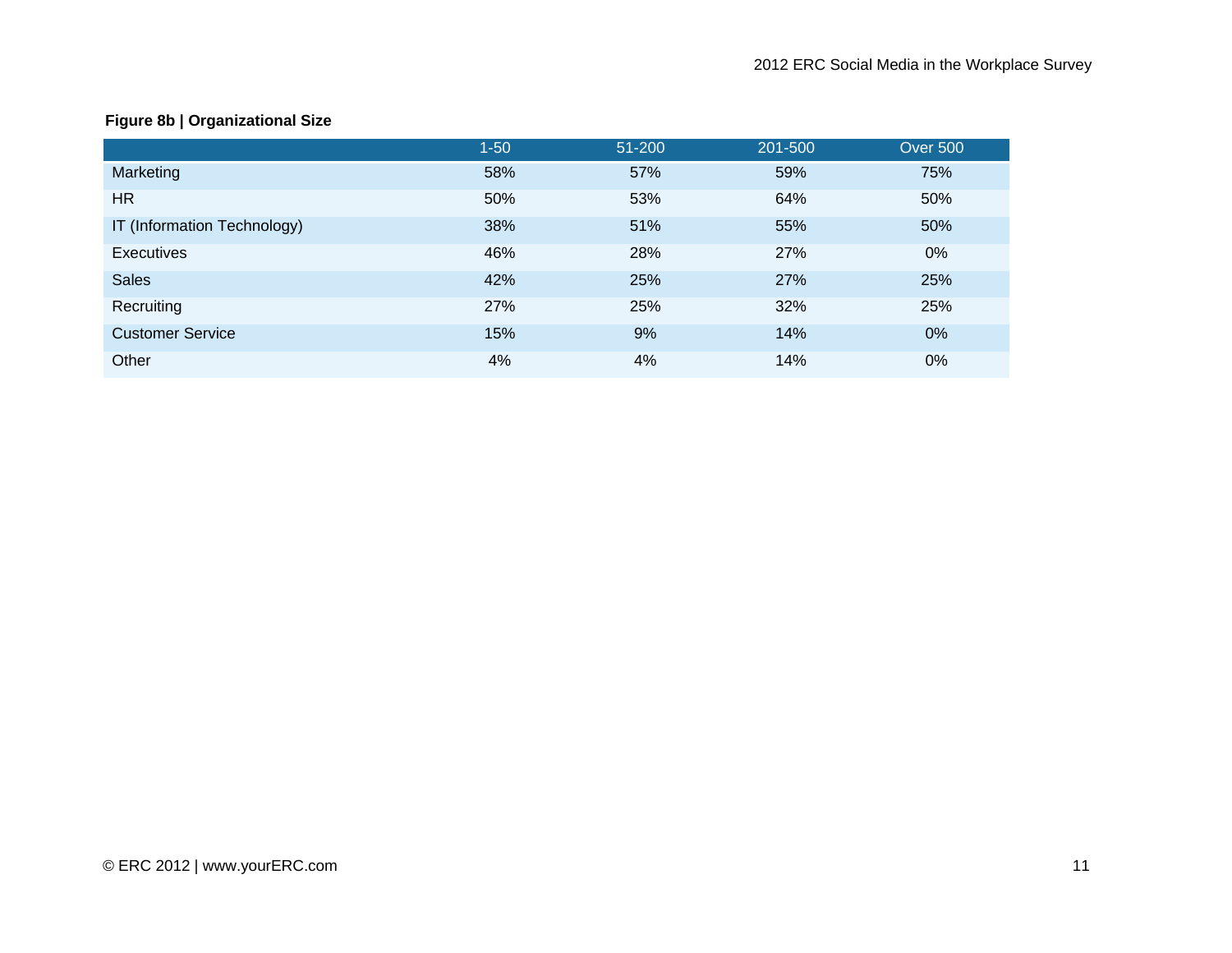**Figure 8b | Organizational Size**

| | 1-50 | 51-200 | 201-500 | Over 500 |
|---|---|---|---|---|
| Marketing | 58% | 57% | 59% | 75% |
| HR | 50% | 53% | 64% | 50% |
| IT (Information Technology) | 38% | 51% | 55% | 50% |
| Executives | 46% | 28% | 27% | 0% |
| Sales | 42% | 25% | 27% | 25% |
| Recruiting | 27% | 25% | 32% | 25% |
| Customer Service | 15% | 9% | 14% | 0% |
| Other | 4% | 4% | 14% | 0% |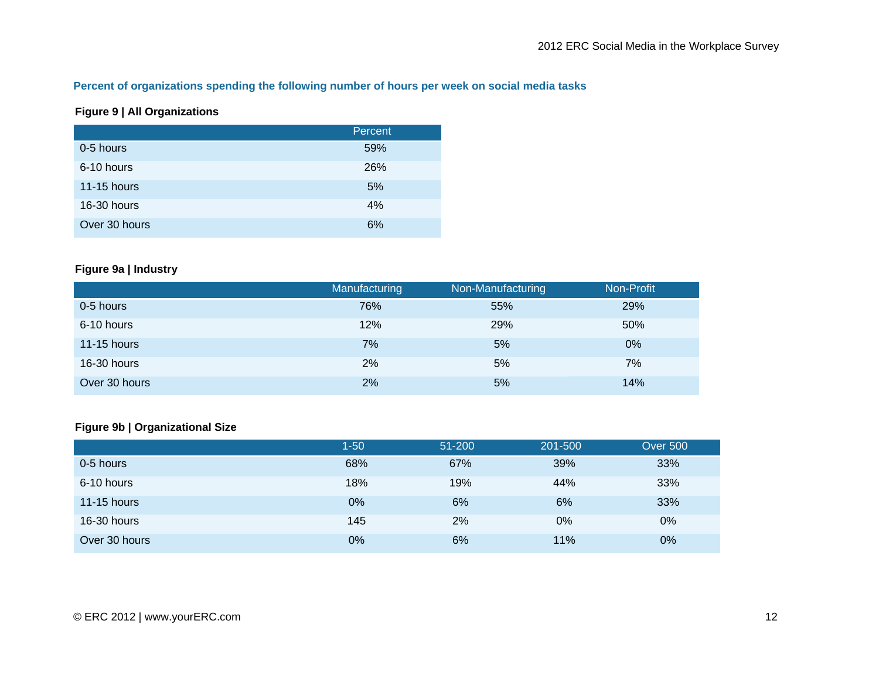**Percent of organizations spending the following number of hours per week on social media tasks**

**Figure 9 | All Organizations**

| | Percent |
|---|---|
| 0-5 hours | 59% |
| 6-10 hours | 26% |
| 11-15 hours | 5% |
| 16-30 hours | 4% |
| Over 30 hours | 6% |

**Figure 9a | Industry**

| | Manufacturing | Non-Manufacturing | Non-Profit |
|---|---|---|---|
| 0-5 hours | 76% | 55% | 29% |
| 6-10 hours | 12% | 29% | 50% |
| 11-15 hours | 7% | 5% | 0% |
| 16-30 hours | 2% | 5% | 7% |
| Over 30 hours | 2% | 5% | 14% |

**Figure 9b | Organizational Size**

| | 1-50 | 51-200 | 201-500 | Over 500 |
|---|---|---|---|---|
| 0-5 hours | 68% | 67% | 39% | 33% |
| 6-10 hours | 18% | 19% | 44% | 33% |
| 11-15 hours | 0% | 6% | 6% | 33% |
| 16-30 hours | 145 | 2% | 0% | 0% |
| Over 30 hours | 0% | 6% | 11% | 0% |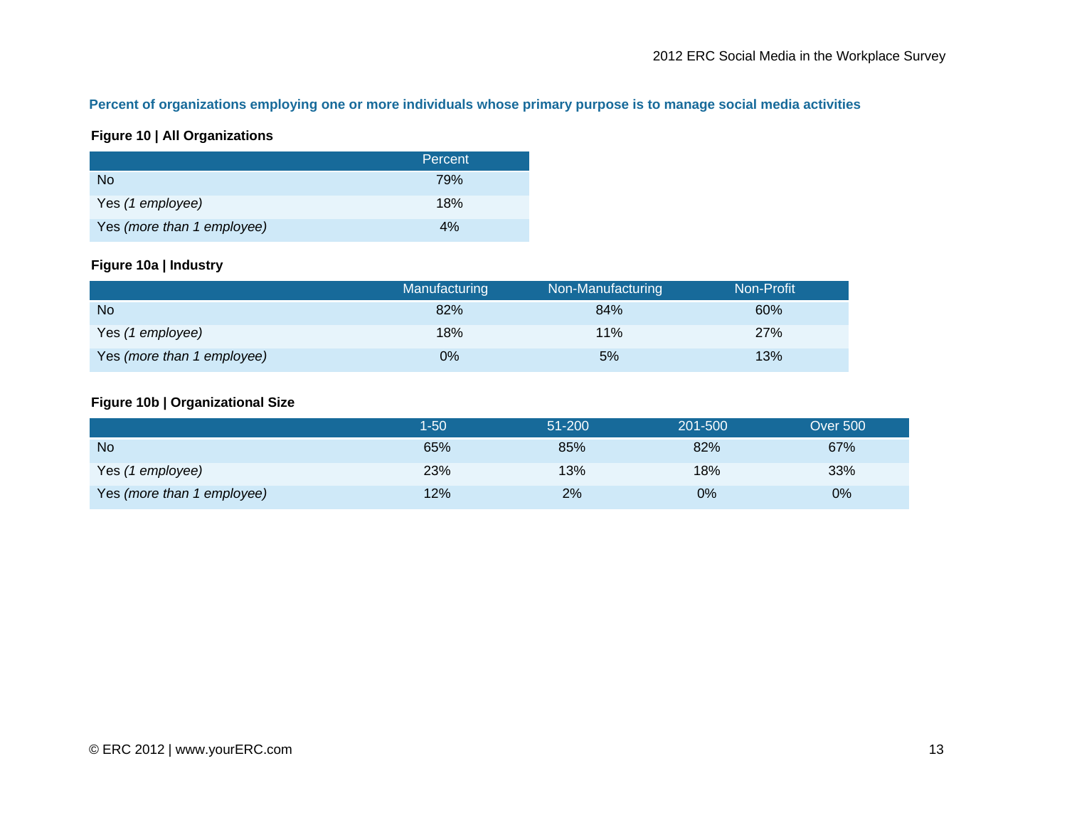**Percent of organizations employing one or more individuals whose primary purpose is to manage social media activities**

**Figure 10 | All Organizations**

| | Percent |
|---|---|
| No | 79% |
| Yes *(1 employee)* | 18% |
| Yes *(more than 1 employee)* | 4% |

**Figure 10a | Industry**

| | Manufacturing | Non-Manufacturing | Non-Profit |
|---|---|---|---|
| No | 82% | 84% | 60% |
| Yes *(1 employee)* | 18% | 11% | 27% |
| Yes *(more than 1 employee)* | 0% | 5% | 13% |

**Figure 10b | Organizational Size**

| | 1-50 | 51-200 | 201-500 | Over 500 |
|---|---|---|---|---|
| No | 65% | 85% | 82% | 67% |
| Yes *(1 employee)* | 23% | 13% | 18% | 33% |
| Yes *(more than 1 employee)* | 12% | 2% | 0% | 0% |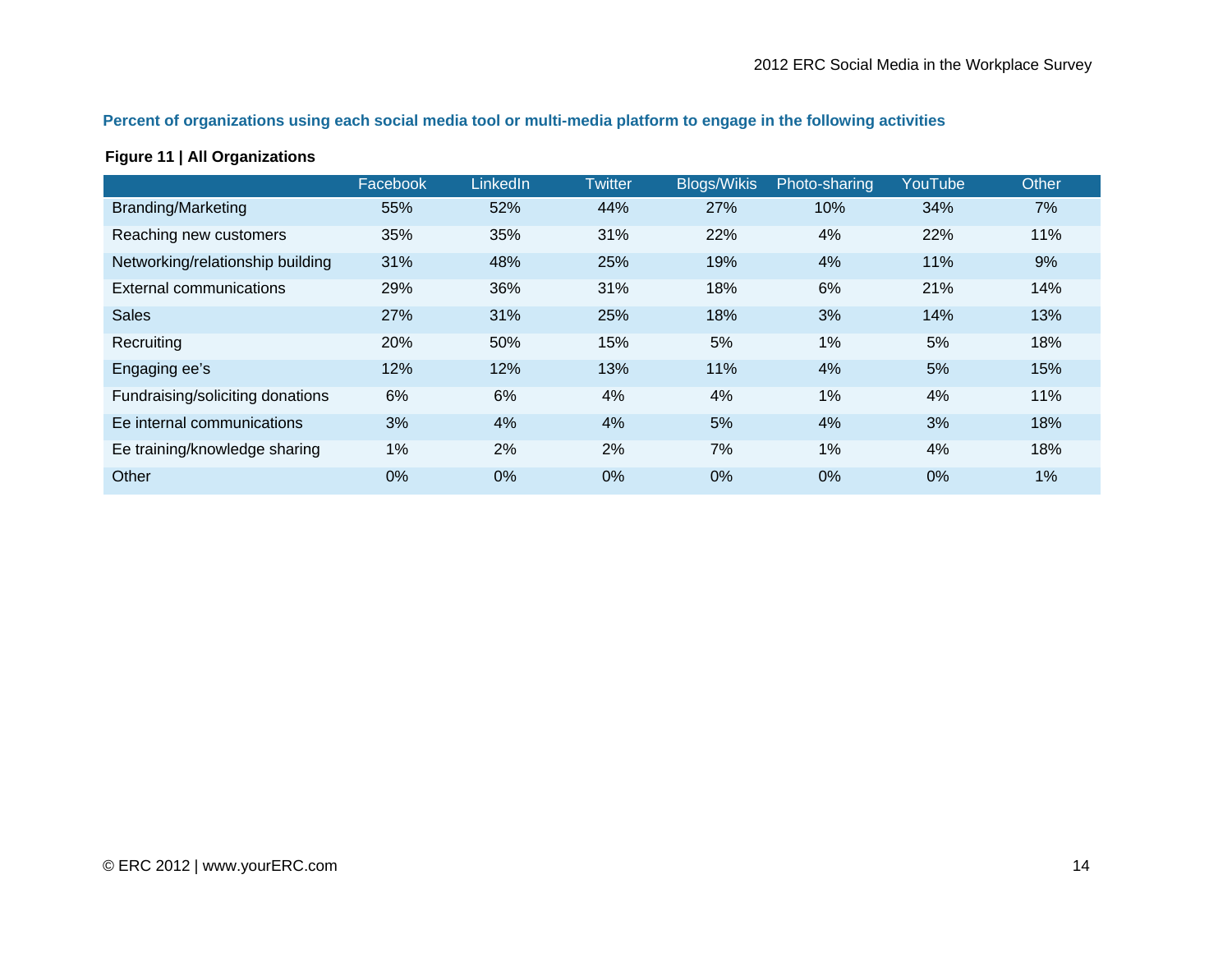**Percent of organizations using each social media tool or multi-media platform to engage in the following activities**

**Figure 11 | All Organizations**

| | Facebook | LinkedIn | Twitter | Blogs/Wikis | Photo-sharing | YouTube | Other |
|---|---|---|---|---|---|---|---|
| Branding/Marketing | 55% | 52% | 44% | 27% | 10% | 34% | 7% |
| Reaching new customers | 35% | 35% | 31% | 22% | 4% | 22% | 11% |
| Networking/relationship building | 31% | 48% | 25% | 19% | 4% | 11% | 9% |
| External communications | 29% | 36% | 31% | 18% | 6% | 21% | 14% |
| Sales | 27% | 31% | 25% | 18% | 3% | 14% | 13% |
| Recruiting | 20% | 50% | 15% | 5% | 1% | 5% | 18% |
| Engaging ee's | 12% | 12% | 13% | 11% | 4% | 5% | 15% |
| Fundraising/soliciting donations | 6% | 6% | 4% | 4% | 1% | 4% | 11% |
| Ee internal communications | 3% | 4% | 4% | 5% | 4% | 3% | 18% |
| Ee training/knowledge sharing | 1% | 2% | 2% | 7% | 1% | 4% | 18% |
| Other | 0% | 0% | 0% | 0% | 0% | 0% | 1% |

© ERC 2012 | www.yourERC.com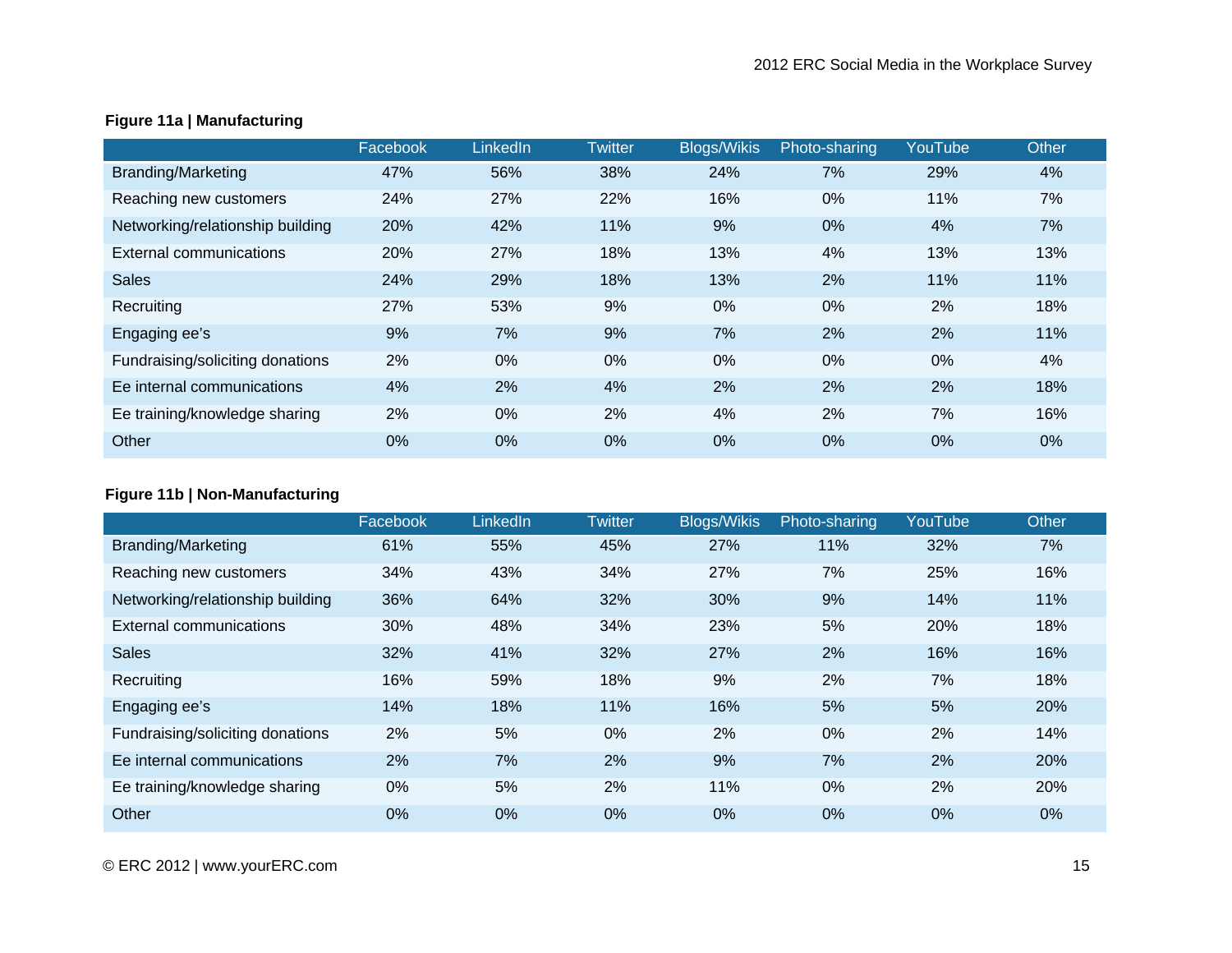**Figure 11a | Manufacturing**

| | Facebook | LinkedIn | Twitter | Blogs/Wikis | Photo-sharing | YouTube | Other |
|---|---|---|---|---|---|---|---|
| Branding/Marketing | 47% | 56% | 38% | 24% | 7% | 29% | 4% |
| Reaching new customers | 24% | 27% | 22% | 16% | 0% | 11% | 7% |
| Networking/relationship building | 20% | 42% | 11% | 9% | 0% | 4% | 7% |
| External communications | 20% | 27% | 18% | 13% | 4% | 13% | 13% |
| Sales | 24% | 29% | 18% | 13% | 2% | 11% | 11% |
| Recruiting | 27% | 53% | 9% | 0% | 0% | 2% | 18% |
| Engaging ee's | 9% | 7% | 9% | 7% | 2% | 2% | 11% |
| Fundraising/soliciting donations | 2% | 0% | 0% | 0% | 0% | 0% | 4% |
| Ee internal communications | 4% | 2% | 4% | 2% | 2% | 2% | 18% |
| Ee training/knowledge sharing | 2% | 0% | 2% | 4% | 2% | 7% | 16% |
| Other | 0% | 0% | 0% | 0% | 0% | 0% | 0% |

**Figure 11b | Non-Manufacturing**

| | Facebook | LinkedIn | Twitter | Blogs/Wikis | Photo-sharing | YouTube | Other |
|---|---|---|---|---|---|---|---|
| Branding/Marketing | 61% | 55% | 45% | 27% | 11% | 32% | 7% |
| Reaching new customers | 34% | 43% | 34% | 27% | 7% | 25% | 16% |
| Networking/relationship building | 36% | 64% | 32% | 30% | 9% | 14% | 11% |
| External communications | 30% | 48% | 34% | 23% | 5% | 20% | 18% |
| Sales | 32% | 41% | 32% | 27% | 2% | 16% | 16% |
| Recruiting | 16% | 59% | 18% | 9% | 2% | 7% | 18% |
| Engaging ee's | 14% | 18% | 11% | 16% | 5% | 5% | 20% |
| Fundraising/soliciting donations | 2% | 5% | 0% | 2% | 0% | 2% | 14% |
| Ee internal communications | 2% | 7% | 2% | 9% | 7% | 2% | 20% |
| Ee training/knowledge sharing | 0% | 5% | 2% | 11% | 0% | 2% | 20% |
| Other | 0% | 0% | 0% | 0% | 0% | 0% | 0% |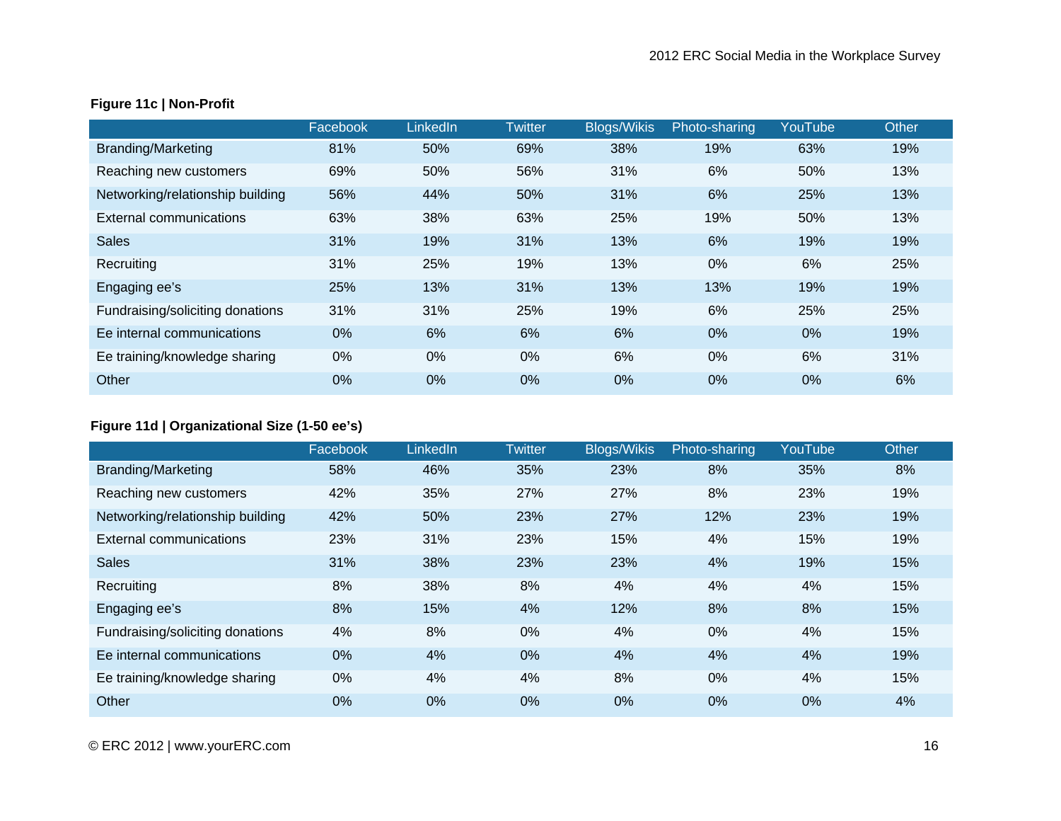**Figure 11c | Non-Profit**

| | Facebook | LinkedIn | Twitter | Blogs/Wikis | Photo-sharing | YouTube | Other |
|---|---|---|---|---|---|---|---|
| Branding/Marketing | 81% | 50% | 69% | 38% | 19% | 63% | 19% |
| Reaching new customers | 69% | 50% | 56% | 31% | 6% | 50% | 13% |
| Networking/relationship building | 56% | 44% | 50% | 31% | 6% | 25% | 13% |
| External communications | 63% | 38% | 63% | 25% | 19% | 50% | 13% |
| Sales | 31% | 19% | 31% | 13% | 6% | 19% | 19% |
| Recruiting | 31% | 25% | 19% | 13% | 0% | 6% | 25% |
| Engaging ee's | 25% | 13% | 31% | 13% | 13% | 19% | 19% |
| Fundraising/soliciting donations | 31% | 31% | 25% | 19% | 6% | 25% | 25% |
| Ee internal communications | 0% | 6% | 6% | 6% | 0% | 0% | 19% |
| Ee training/knowledge sharing | 0% | 0% | 0% | 6% | 0% | 6% | 31% |
| Other | 0% | 0% | 0% | 0% | 0% | 0% | 6% |

**Figure 11d | Organizational Size (1-50 ee's)**

| | Facebook | LinkedIn | Twitter | Blogs/Wikis | Photo-sharing | YouTube | Other |
|---|---|---|---|---|---|---|---|
| Branding/Marketing | 58% | 46% | 35% | 23% | 8% | 35% | 8% |
| Reaching new customers | 42% | 35% | 27% | 27% | 8% | 23% | 19% |
| Networking/relationship building | 42% | 50% | 23% | 27% | 12% | 23% | 19% |
| External communications | 23% | 31% | 23% | 15% | 4% | 15% | 19% |
| Sales | 31% | 38% | 23% | 23% | 4% | 19% | 15% |
| Recruiting | 8% | 38% | 8% | 4% | 4% | 4% | 15% |
| Engaging ee's | 8% | 15% | 4% | 12% | 8% | 8% | 15% |
| Fundraising/soliciting donations | 4% | 8% | 0% | 4% | 0% | 4% | 15% |
| Ee internal communications | 0% | 4% | 0% | 4% | 4% | 4% | 19% |
| Ee training/knowledge sharing | 0% | 4% | 4% | 8% | 0% | 4% | 15% |
| Other | 0% | 0% | 0% | 0% | 0% | 0% | 4% |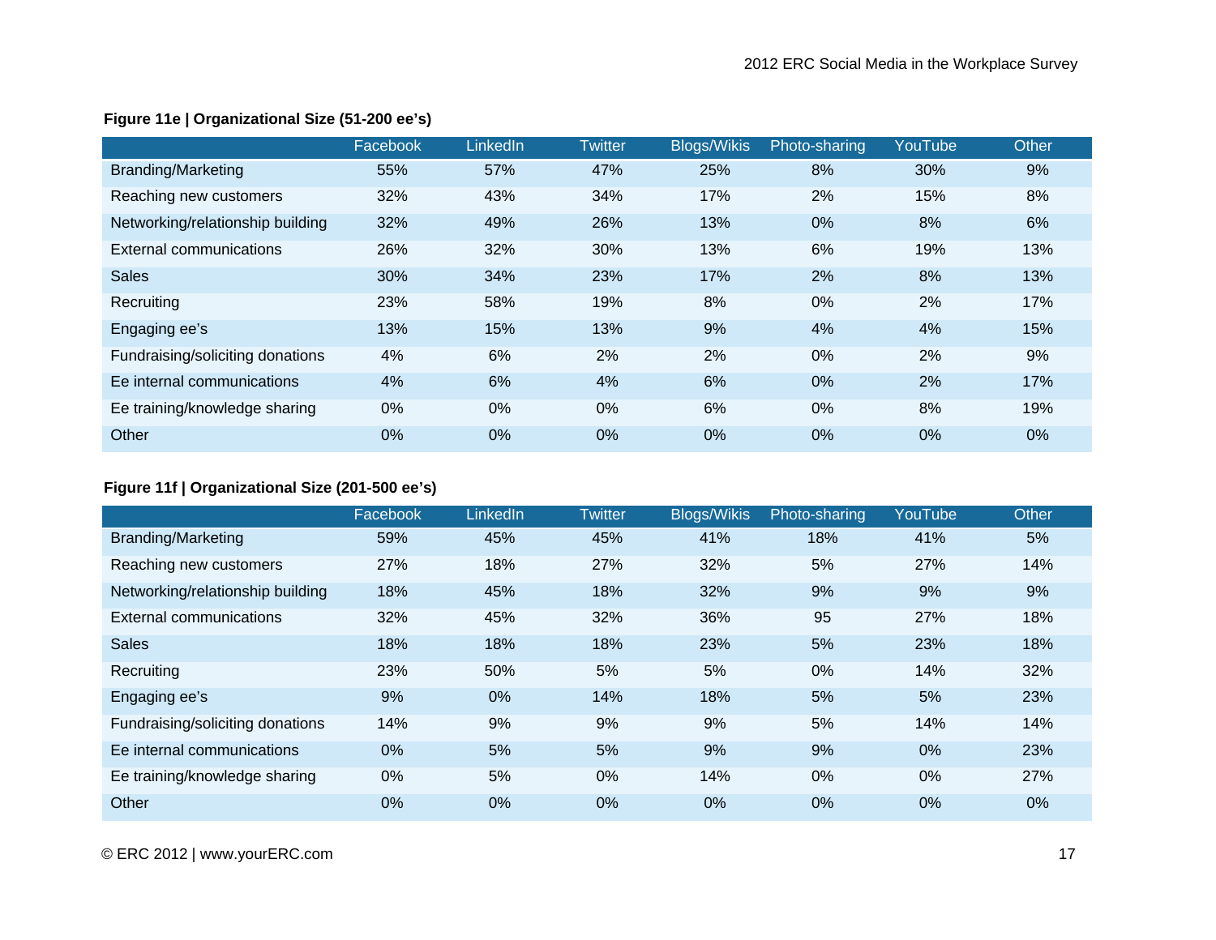**Figure 11e | Organizational Size (51-200 ee's)**

| | Facebook | LinkedIn | Twitter | Blogs/Wikis | Photo-sharing | YouTube | Other |
|---|---|---|---|---|---|---|---|
| Branding/Marketing | 55% | 57% | 47% | 25% | 8% | 30% | 9% |
| Reaching new customers | 32% | 43% | 34% | 17% | 2% | 15% | 8% |
| Networking/relationship building | 32% | 49% | 26% | 13% | 0% | 8% | 6% |
| External communications | 26% | 32% | 30% | 13% | 6% | 19% | 13% |
| Sales | 30% | 34% | 23% | 17% | 2% | 8% | 13% |
| Recruiting | 23% | 58% | 19% | 8% | 0% | 2% | 17% |
| Engaging ee's | 13% | 15% | 13% | 9% | 4% | 4% | 15% |
| Fundraising/soliciting donations | 4% | 6% | 2% | 2% | 0% | 2% | 9% |
| Ee internal communications | 4% | 6% | 4% | 6% | 0% | 2% | 17% |
| Ee training/knowledge sharing | 0% | 0% | 0% | 6% | 0% | 8% | 19% |
| Other | 0% | 0% | 0% | 0% | 0% | 0% | 0% |

**Figure 11f | Organizational Size (201-500 ee's)**

| | Facebook | LinkedIn | Twitter | Blogs/Wikis | Photo-sharing | YouTube | Other |
|---|---|---|---|---|---|---|---|
| Branding/Marketing | 59% | 45% | 45% | 41% | 18% | 41% | 5% |
| Reaching new customers | 27% | 18% | 27% | 32% | 5% | 27% | 14% |
| Networking/relationship building | 18% | 45% | 18% | 32% | 9% | 9% | 9% |
| External communications | 32% | 45% | 32% | 36% | 95 | 27% | 18% |
| Sales | 18% | 18% | 18% | 23% | 5% | 23% | 18% |
| Recruiting | 23% | 50% | 5% | 5% | 0% | 14% | 32% |
| Engaging ee's | 9% | 0% | 14% | 18% | 5% | 5% | 23% |
| Fundraising/soliciting donations | 14% | 9% | 9% | 9% | 5% | 14% | 14% |
| Ee internal communications | 0% | 5% | 5% | 9% | 9% | 0% | 23% |
| Ee training/knowledge sharing | 0% | 5% | 0% | 14% | 0% | 0% | 27% |
| Other | 0% | 0% | 0% | 0% | 0% | 0% | 0% |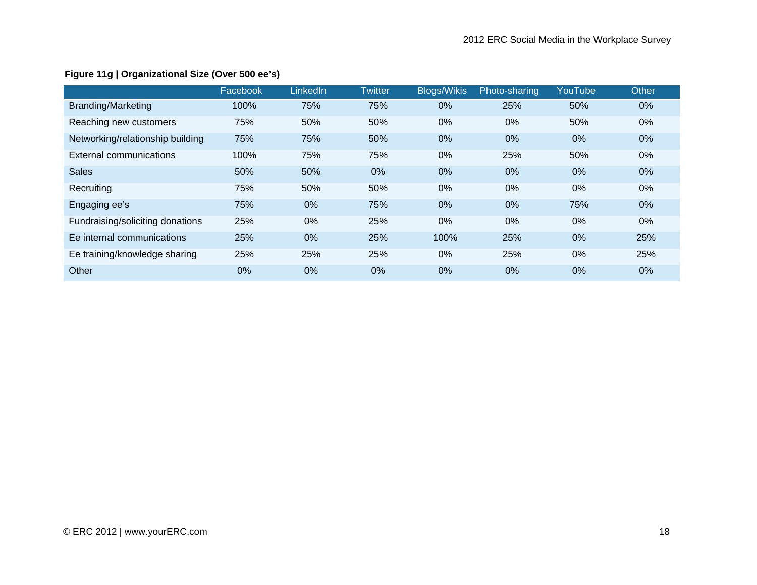**Figure 11g | Organizational Size (Over 500 ee's)**

| | Facebook | LinkedIn | Twitter | Blogs/Wikis | Photo-sharing | YouTube | Other |
|---|---|---|---|---|---|---|---|
| Branding/Marketing | 100% | 75% | 75% | 0% | 25% | 50% | 0% |
| Reaching new customers | 75% | 50% | 50% | 0% | 0% | 50% | 0% |
| Networking/relationship building | 75% | 75% | 50% | 0% | 0% | 0% | 0% |
| External communications | 100% | 75% | 75% | 0% | 25% | 50% | 0% |
| Sales | 50% | 50% | 0% | 0% | 0% | 0% | 0% |
| Recruiting | 75% | 50% | 50% | 0% | 0% | 0% | 0% |
| Engaging ee's | 75% | 0% | 75% | 0% | 0% | 75% | 0% |
| Fundraising/soliciting donations | 25% | 0% | 25% | 0% | 0% | 0% | 0% |
| Ee internal communications | 25% | 0% | 25% | 100% | 25% | 0% | 25% |
| Ee training/knowledge sharing | 25% | 25% | 25% | 0% | 25% | 0% | 25% |
| Other | 0% | 0% | 0% | 0% | 0% | 0% | 0% |

© ERC 2012 | www.yourERC.com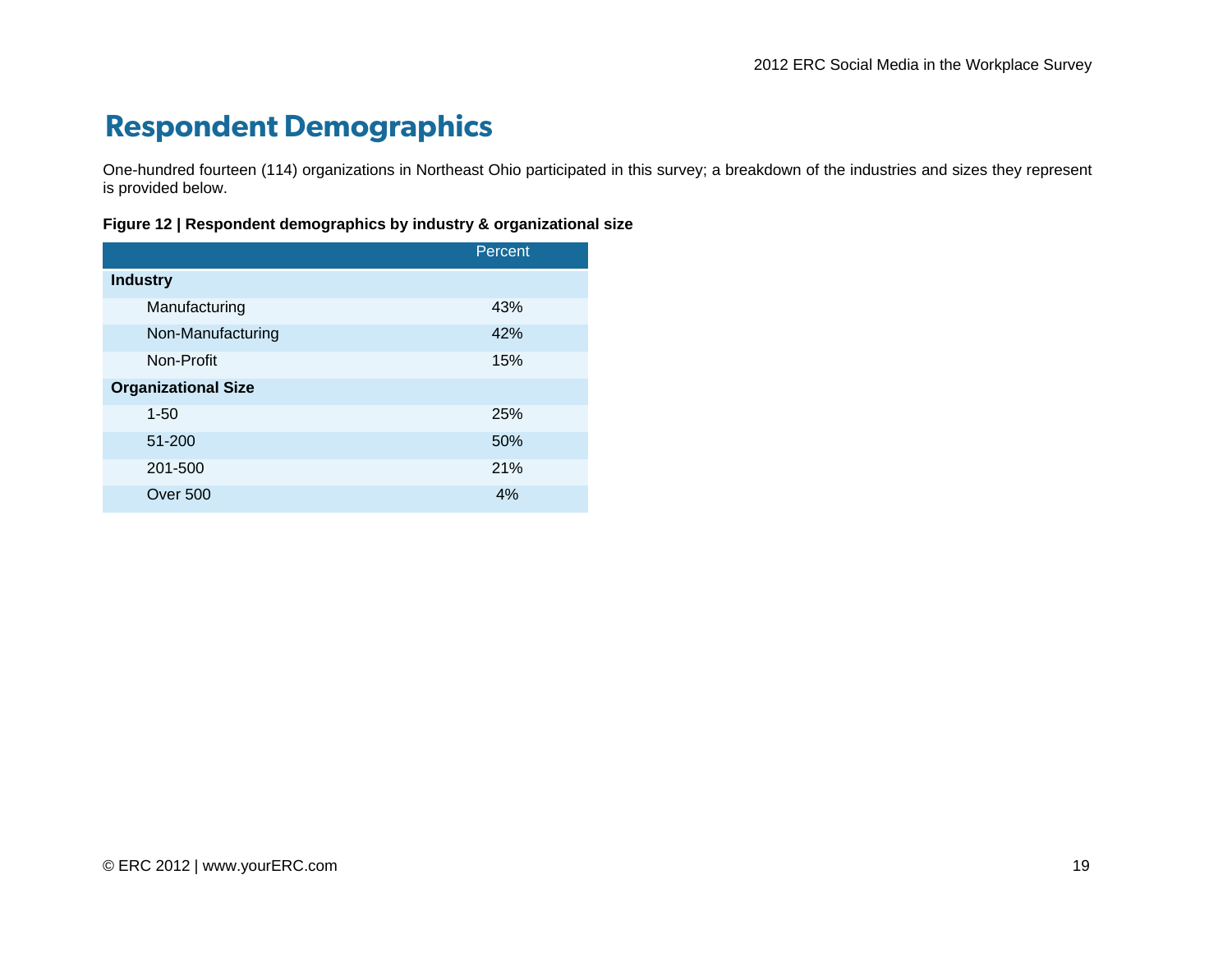# Respondent Demographics

One-hundred fourteen (114) organizations in Northeast Ohio participated in this survey; a breakdown of the industries and sizes they represent is provided below.

**Figure 12 | Respondent demographics by industry & organizational size**

| | Percent |
|---|---|
| **Industry** | |
| Manufacturing | 43% |
| Non-Manufacturing | 42% |
| Non-Profit | 15% |
| **Organizational Size** | |
| 1-50 | 25% |
| 51-200 | 50% |
| 201-500 | 21% |
| Over 500 | 4% |

© ERC 2012 | www.yourERC.com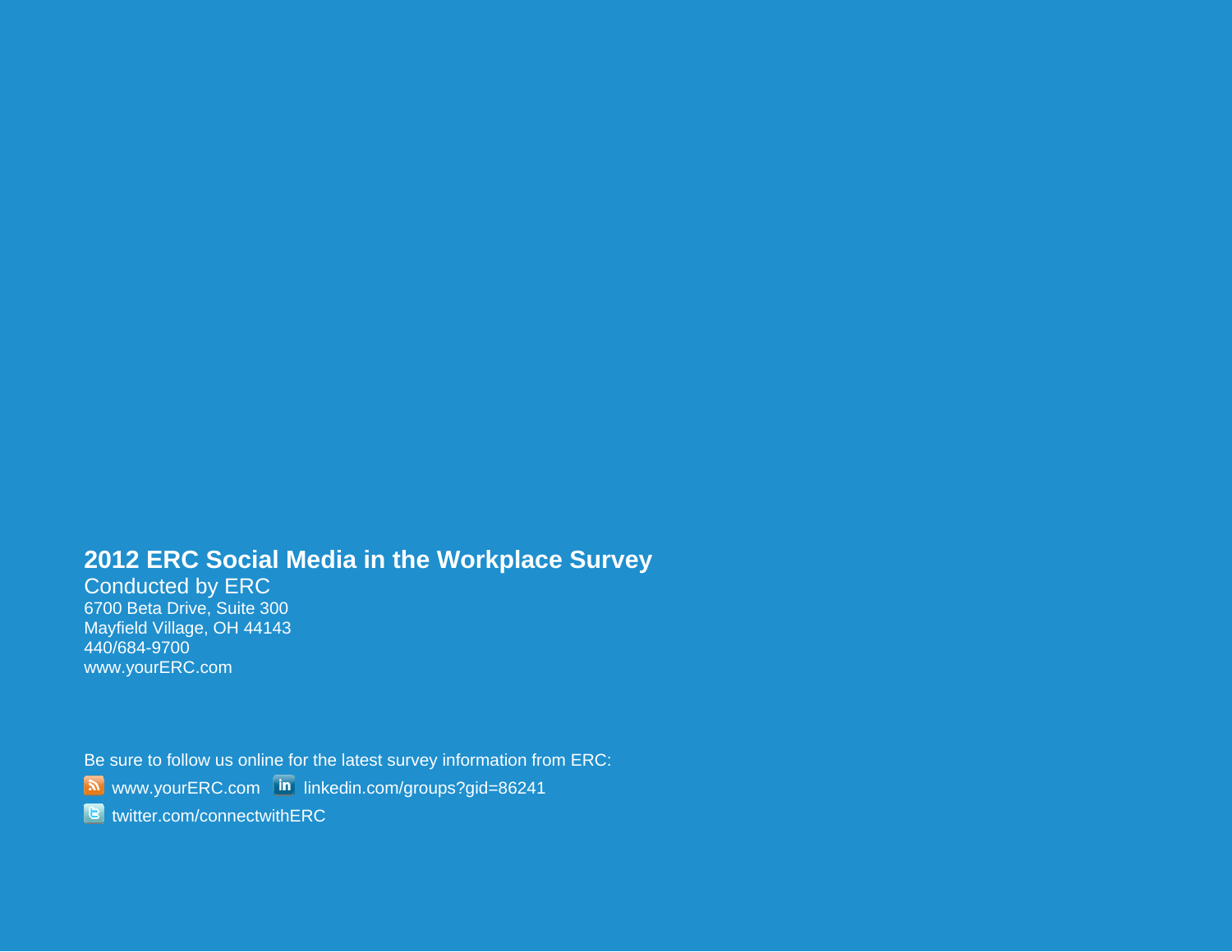**2012 ERC Social Media in the Workplace Survey**

Conducted by ERC

6700 Beta Drive, Suite 300
Mayfield Village, OH 44143
440/684-9700
www.yourERC.com

Be sure to follow us online for the latest survey information from ERC:

www.yourERC.com linkedin.com/groups?gid=86241

twitter.com/connectwithERC